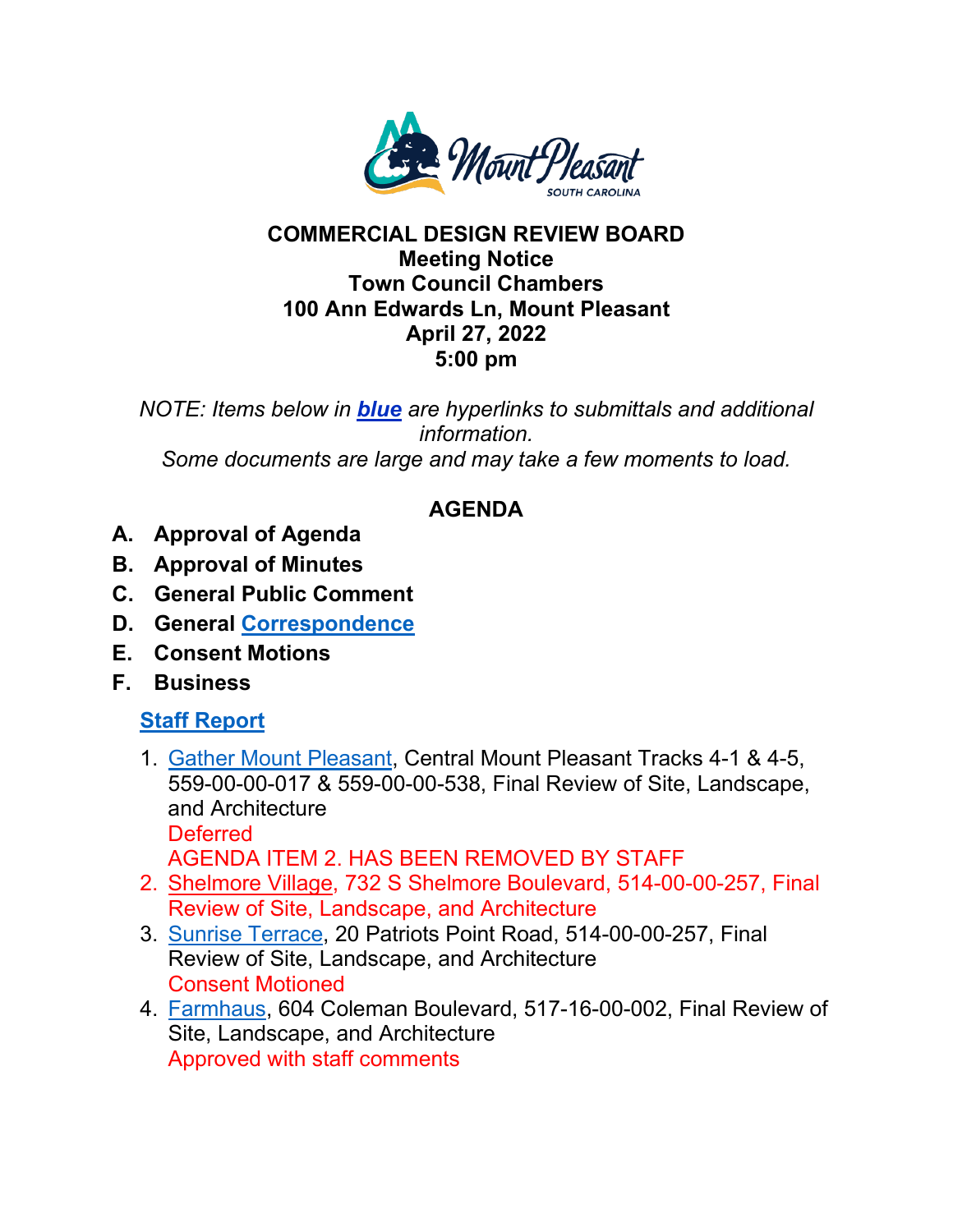**COMMERCIAL DESIGN REVIEW BOARD**
**Meeting Notice**
**Town Council Chambers**
**100 Ann Edwards Ln, Mount Pleasant**
**April 27, 2022**
**5:00 pm**

*NOTE: Items below in* ***blue*** *are hyperlinks to submittals and additional information.*
*Some documents are large and may take a few moments to load.*

## AGENDA

**A. Approval of Agenda**

**B. Approval of Minutes**

**C. General Public Comment**

**D. General Correspondence**

**E. Consent Motions**

**F. Business**

**Staff Report**

1. Gather Mount Pleasant, Central Mount Pleasant Tracks 4-1 & 4-5, 559-00-00-017 & 559-00-00-538, Final Review of Site, Landscape, and Architecture
   Deferred
   AGENDA ITEM 2. HAS BEEN REMOVED BY STAFF
2. Shelmore Village, 732 S Shelmore Boulevard, 514-00-00-257, Final Review of Site, Landscape, and Architecture
3. Sunrise Terrace, 20 Patriots Point Road, 514-00-00-257, Final Review of Site, Landscape, and Architecture
   Consent Motioned
4. Farmhaus, 604 Coleman Boulevard, 517-16-00-002, Final Review of Site, Landscape, and Architecture
   Approved with staff comments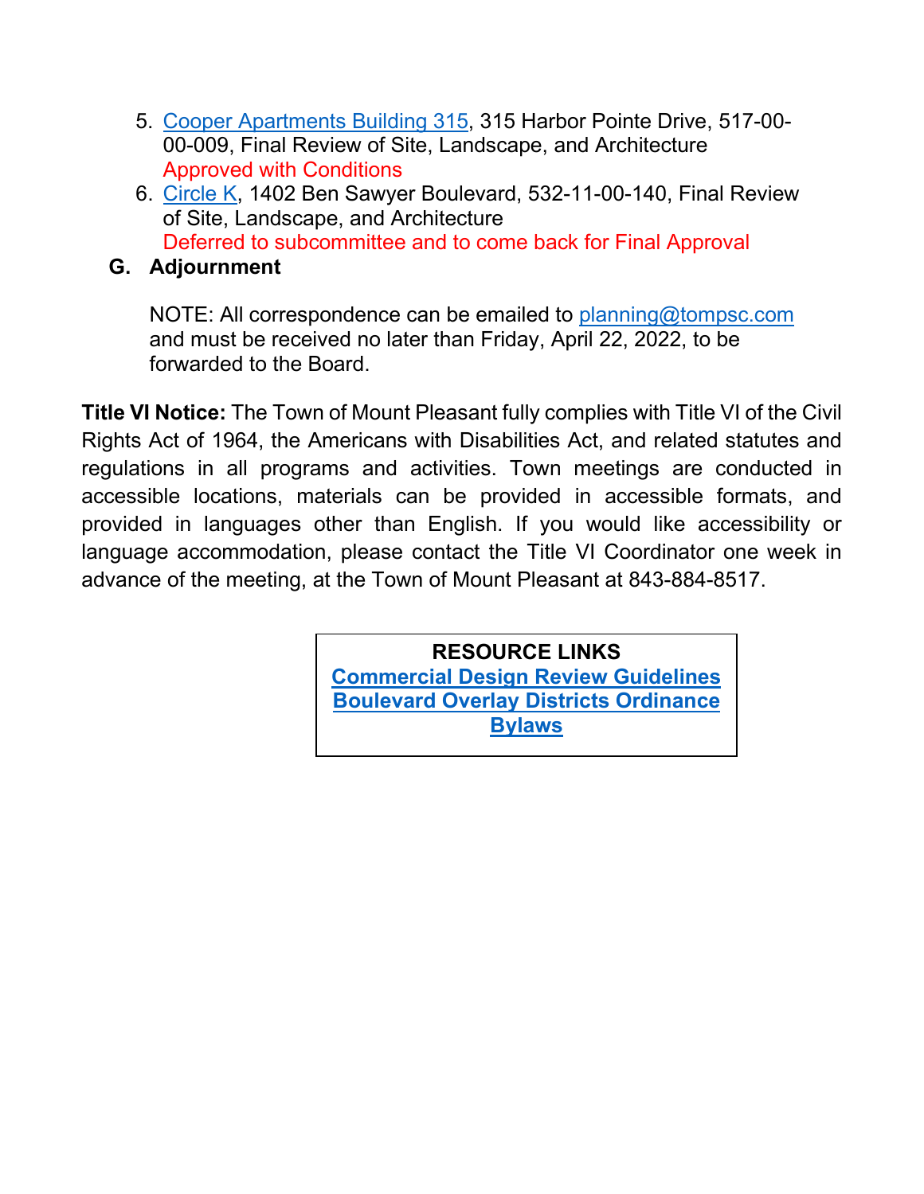5. [Cooper Apartments Building 315](), 315 Harbor Pointe Drive, 517-00-00-009, Final Review of Site, Landscape, and Architecture
   Approved with Conditions
6. [Circle K](), 1402 Ben Sawyer Boulevard, 532-11-00-140, Final Review of Site, Landscape, and Architecture
   Deferred to subcommittee and to come back for Final Approval

**G. Adjournment**

NOTE: All correspondence can be emailed to planning@tompsc.com and must be received no later than Friday, April 22, 2022, to be forwarded to the Board.

**Title VI Notice:** The Town of Mount Pleasant fully complies with Title VI of the Civil Rights Act of 1964, the Americans with Disabilities Act, and related statutes and regulations in all programs and activities. Town meetings are conducted in accessible locations, materials can be provided in accessible formats, and provided in languages other than English. If you would like accessibility or language accommodation, please contact the Title VI Coordinator one week in advance of the meeting, at the Town of Mount Pleasant at 843-884-8517.

**RESOURCE LINKS**
**Commercial Design Review Guidelines**
**Boulevard Overlay Districts Ordinance**
**Bylaws**